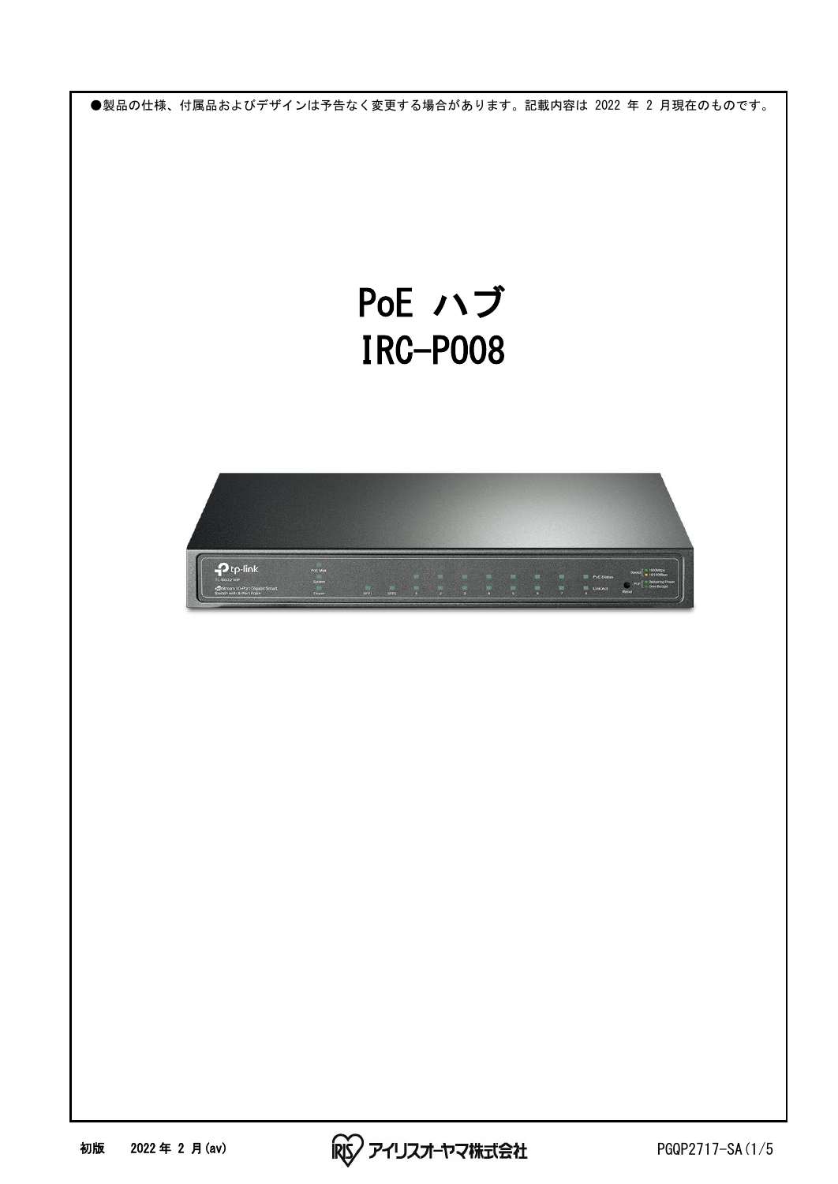●製品の仕様、付属品およびデザインは予告なく変更する場合があります。記載内容は 2022 年 2 月現在のものです。

# PoE ハブ
# IRC-P008

初版　2022 年 2 月(av)

アイリスオーヤマ株式会社

PGQP2717-SA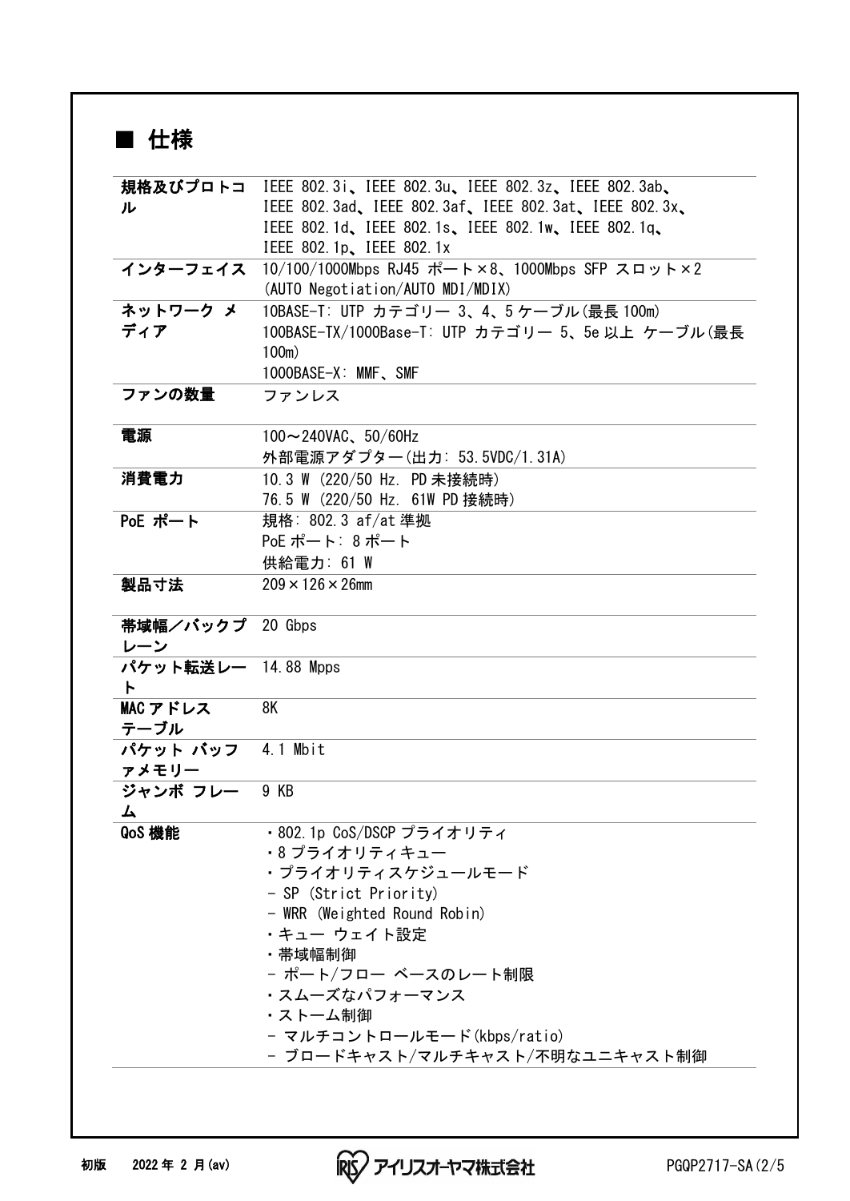## ■ 仕様

| | |
|---|---|
| 規格及びプロトコル | IEEE 802.3i、IEEE 802.3u、IEEE 802.3z、IEEE 802.3ab、IEEE 802.3ad、IEEE 802.3af、IEEE 802.3at、IEEE 802.3x、IEEE 802.1d、IEEE 802.1s、IEEE 802.1w、IEEE 802.1q、IEEE 802.1p、IEEE 802.1x |
| インターフェイス | 10/100/1000Mbps RJ45 ポート×8、1000Mbps SFP スロット×2<br>(AUTO Negotiation/AUTO MDI/MDIX) |
| ネットワーク メディア | 10BASE-T: UTP カテゴリー 3、4、5 ケーブル(最長 100m)<br>100BASE-TX/1000Base-T: UTP カテゴリー 5、5e 以上 ケーブル(最長 100m)<br>1000BASE-X: MMF、SMF |
| ファンの数量 | ファンレス |
| 電源 | 100～240VAC、50/60Hz<br>外部電源アダプター(出力: 53.5VDC/1.31A) |
| 消費電力 | 10.3 W (220/50 Hz. PD 未接続時)<br>76.5 W (220/50 Hz. 61W PD 接続時) |
| PoE ポート | 規格: 802.3 af/at 準拠<br>PoE ポート: 8 ポート<br>供給電力: 61 W |
| 製品寸法 | 209×126×26mm |
| 帯域幅／バックプレーン | 20 Gbps |
| パケット転送レート | 14.88 Mpps |
| MAC アドレステーブル | 8K |
| パケット バッファメモリー | 4.1 Mbit |
| ジャンボ フレーム | 9 KB |
| QoS 機能 | ・802.1p CoS/DSCP プライオリティ<br>・8 プライオリティキュー<br>・プライオリティスケジュールモード<br>- SP (Strict Priority)<br>- WRR (Weighted Round Robin)<br>・キュー ウェイト設定<br>・帯域幅制御<br>- ポート/フロー ベースのレート制限<br>・スムーズなパフォーマンス<br>・ストーム制御<br>- マルチコントロールモード(kbps/ratio)<br>- ブロードキャスト/マルチキャスト/不明なユニキャスト制御 |

初版　2022 年 2 月(av)　アイリスオーヤマ株式会社　PGQP2717-SA(2/5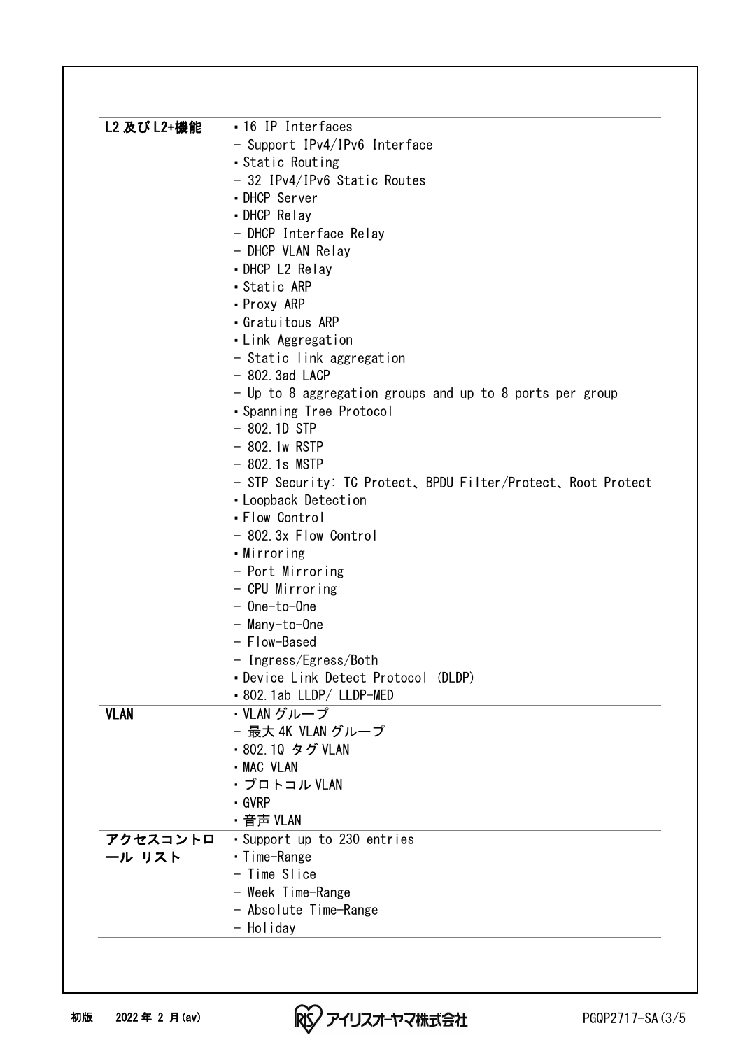| | |
|---|---|
| **L2 及び L2+機能** | ・16 IP Interfaces<br>- Support IPv4/IPv6 Interface<br>・Static Routing<br>- 32 IPv4/IPv6 Static Routes<br>・DHCP Server<br>・DHCP Relay<br>- DHCP Interface Relay<br>- DHCP VLAN Relay<br>・DHCP L2 Relay<br>・Static ARP<br>・Proxy ARP<br>・Gratuitous ARP<br>・Link Aggregation<br>- Static link aggregation<br>- 802.3ad LACP<br>- Up to 8 aggregation groups and up to 8 ports per group<br>・Spanning Tree Protocol<br>- 802.1D STP<br>- 802.1w RSTP<br>- 802.1s MSTP<br>- STP Security: TC Protect、BPDU Filter/Protect、Root Protect<br>・Loopback Detection<br>・Flow Control<br>- 802.3x Flow Control<br>・Mirroring<br>- Port Mirroring<br>- CPU Mirroring<br>- One-to-One<br>- Many-to-One<br>- Flow-Based<br>- Ingress/Egress/Both<br>・Device Link Detect Protocol (DLDP)<br>・802.1ab LLDP/ LLDP-MED |
| **VLAN** | ・VLAN グループ<br>- 最大 4K VLAN グループ<br>・802.1Q タグ VLAN<br>・MAC VLAN<br>・プロトコル VLAN<br>・GVRP<br>・音声 VLAN |
| **アクセスコントロール リスト** | ・Support up to 230 entries<br>・Time-Range<br>- Time Slice<br>- Week Time-Range<br>- Absolute Time-Range<br>- Holiday |

初版　2022 年 2 月(av)　　アイリスオーヤマ株式会社　　PGQP2717-SA(3/5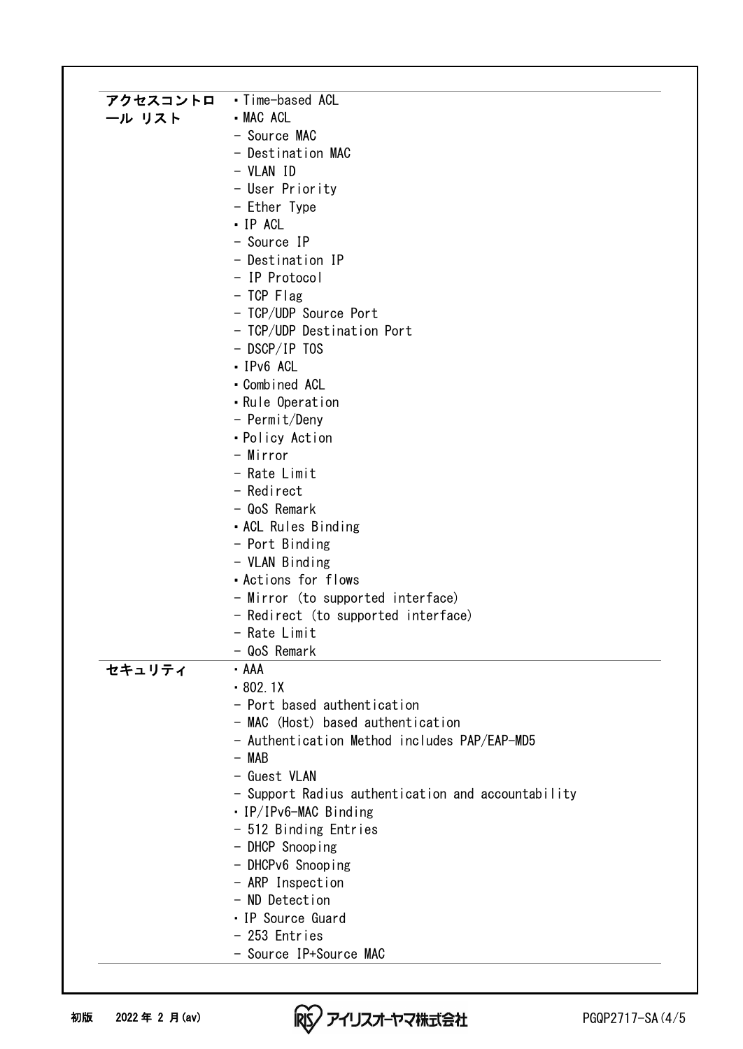| | |
|---|---|
| **アクセスコントロール リスト** | ・Time-based ACL<br>・MAC ACL<br>- Source MAC<br>- Destination MAC<br>- VLAN ID<br>- User Priority<br>- Ether Type<br>・IP ACL<br>- Source IP<br>- Destination IP<br>- IP Protocol<br>- TCP Flag<br>- TCP/UDP Source Port<br>- TCP/UDP Destination Port<br>- DSCP/IP TOS<br>・IPv6 ACL<br>・Combined ACL<br>・Rule Operation<br>- Permit/Deny<br>・Policy Action<br>- Mirror<br>- Rate Limit<br>- Redirect<br>- QoS Remark<br>・ACL Rules Binding<br>- Port Binding<br>- VLAN Binding<br>・Actions for flows<br>- Mirror (to supported interface)<br>- Redirect (to supported interface)<br>- Rate Limit<br>- QoS Remark |
| **セキュリティ** | ・AAA<br>・802.1X<br>- Port based authentication<br>- MAC (Host) based authentication<br>- Authentication Method includes PAP/EAP-MD5<br>- MAB<br>- Guest VLAN<br>- Support Radius authentication and accountability<br>・IP/IPv6-MAC Binding<br>- 512 Binding Entries<br>- DHCP Snooping<br>- DHCPv6 Snooping<br>- ARP Inspection<br>- ND Detection<br>・IP Source Guard<br>- 253 Entries<br>- Source IP+Source MAC |

初版　2022年2月(av)　アイリスオーヤマ株式会社　PGQP2717-SA(4/5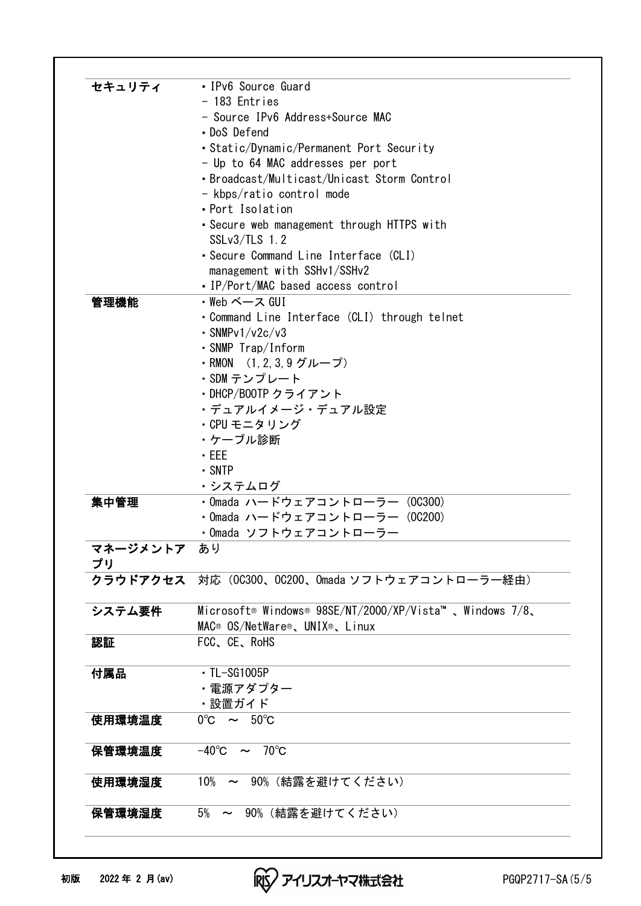| | |
|---|---|
| **セキュリティ** | ・IPv6 Source Guard<br>- 183 Entries<br>- Source IPv6 Address+Source MAC<br>・DoS Defend<br>・Static/Dynamic/Permanent Port Security<br>- Up to 64 MAC addresses per port<br>・Broadcast/Multicast/Unicast Storm Control<br>- kbps/ratio control mode<br>・Port Isolation<br>・Secure web management through HTTPS with SSLv3/TLS 1.2<br>・Secure Command Line Interface (CLI) management with SSHv1/SSHv2<br>・IP/Port/MAC based access control |
| **管理機能** | ・Web ベース GUI<br>・Command Line Interface (CLI) through telnet<br>・SNMPv1/v2c/v3<br>・SNMP Trap/Inform<br>・RMON (1,2,3,9 グループ)<br>・SDM テンプレート<br>・DHCP/BOOTP クライアント<br>・デュアルイメージ・デュアル設定<br>・CPU モニタリング<br>・ケーブル診断<br>・EEE<br>・SNTP<br>・システムログ |
| **集中管理** | ・Omada ハードウェアコントローラー (OC300)<br>・Omada ハードウェアコントローラー (OC200)<br>・Omada ソフトウェアコントローラー |
| **マネージメントアプリ** | あり |
| **クラウドアクセス** | 対応 (OC300、OC200、Omada ソフトウェアコントローラー経由) |
| **システム要件** | Microsoft® Windows® 98SE/NT/2000/XP/Vista™ 、Windows 7/8、MAC® OS/NetWare®、UNIX®、Linux |
| **認証** | FCC、CE、RoHS |
| **付属品** | ・TL-SG1005P<br>・電源アダプター<br>・設置ガイド |
| **使用環境温度** | 0℃ ～ 50℃ |
| **保管環境温度** | -40℃ ～ 70℃ |
| **使用環境湿度** | 10% ～ 90% (結露を避けてください) |
| **保管環境湿度** | 5% ～ 90% (結露を避けてください) |

初版 2022 年 2 月(av)

アイリスオーヤマ株式会社

PGQP2717-SA(5/5